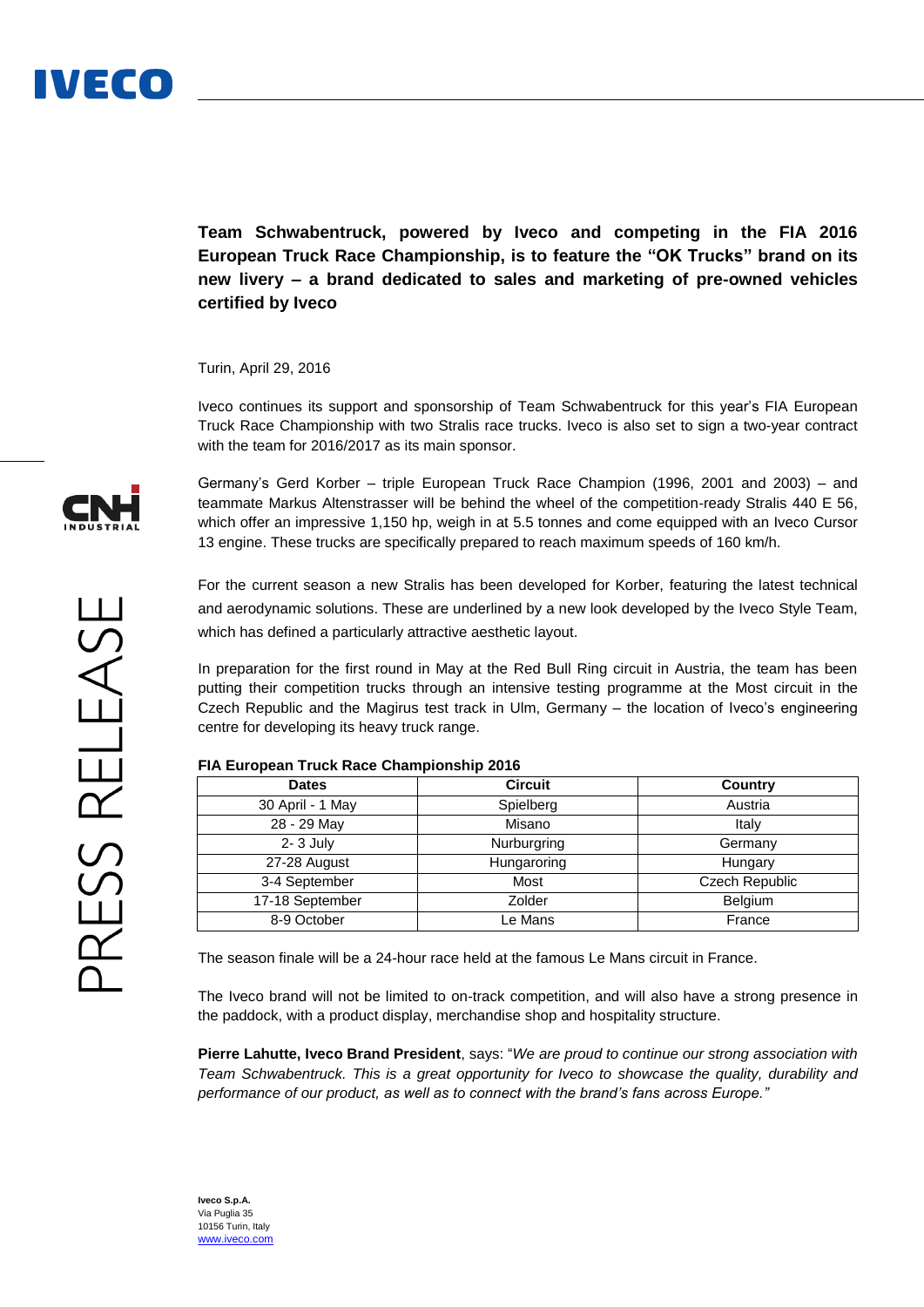**Team Schwabentruck, powered by Iveco and competing in the FIA 2016 European Truck Race Championship, is to feature the "OK Trucks" brand on its new livery – a brand dedicated to sales and marketing of pre-owned vehicles certified by Iveco**

Turin, April 29, 2016

Iveco continues its support and sponsorship of Team Schwabentruck for this year's FIA European Truck Race Championship with two Stralis race trucks. Iveco is also set to sign a two-year contract with the team for 2016/2017 as its main sponsor.

Germany's Gerd Korber – triple European Truck Race Champion (1996, 2001 and 2003) – and teammate Markus Altenstrasser will be behind the wheel of the competition-ready Stralis 440 E 56, which offer an impressive 1,150 hp, weigh in at 5.5 tonnes and come equipped with an Iveco Cursor 13 engine. These trucks are specifically prepared to reach maximum speeds of 160 km/h.

For the current season a new Stralis has been developed for Korber, featuring the latest technical and aerodynamic solutions. These are underlined by a new look developed by the Iveco Style Team, which has defined a particularly attractive aesthetic layout.

In preparation for the first round in May at the Red Bull Ring circuit in Austria, the team has been putting their competition trucks through an intensive testing programme at the Most circuit in the Czech Republic and the Magirus test track in Ulm, Germany – the location of Iveco's engineering centre for developing its heavy truck range.

**FIA European Truck Race Championship 2016**

| Dates | Circuit | Country |
|---|---|---|
| 30 April - 1 May | Spielberg | Austria |
| 28 - 29 May | Misano | Italy |
| 2- 3 July | Nurburgring | Germany |
| 27-28 August | Hungaroring | Hungary |
| 3-4 September | Most | Czech Republic |
| 17-18 September | Zolder | Belgium |
| 8-9 October | Le Mans | France |

The season finale will be a 24-hour race held at the famous Le Mans circuit in France.

The Iveco brand will not be limited to on-track competition, and will also have a strong presence in the paddock, with a product display, merchandise shop and hospitality structure.

**Pierre Lahutte, Iveco Brand President**, says: "*We are proud to continue our strong association with Team Schwabentruck. This is a great opportunity for Iveco to showcase the quality, durability and performance of our product, as well as to connect with the brand's fans across Europe."*

**Iveco S.p.A.**
Via Puglia 35
10156 Turin, Italy
www.iveco.com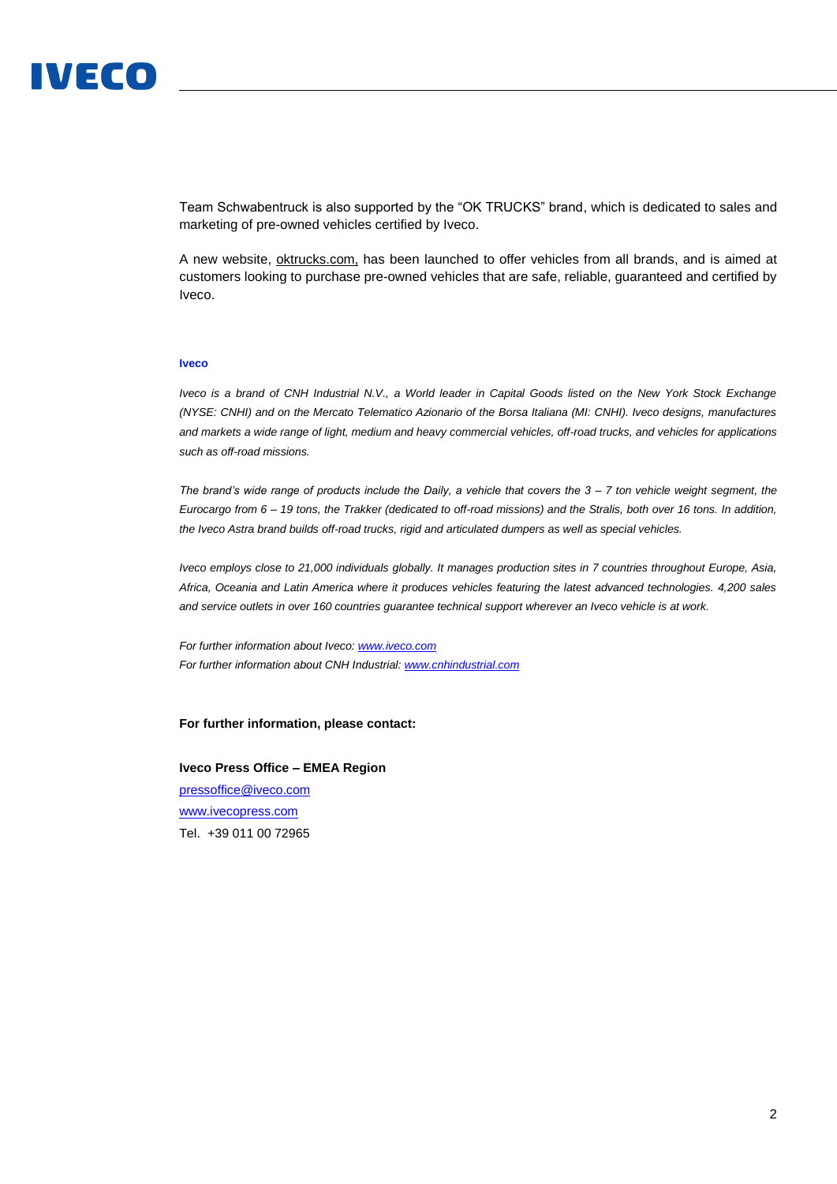Team Schwabentruck is also supported by the “OK TRUCKS” brand, which is dedicated to sales and marketing of pre-owned vehicles certified by Iveco.

A new website, oktrucks.com, has been launched to offer vehicles from all brands, and is aimed at customers looking to purchase pre-owned vehicles that are safe, reliable, guaranteed and certified by Iveco.

**Iveco**

*Iveco is a brand of CNH Industrial N.V., a World leader in Capital Goods listed on the New York Stock Exchange (NYSE: CNHI) and on the Mercato Telematico Azionario of the Borsa Italiana (MI: CNHI). Iveco designs, manufactures and markets a wide range of light, medium and heavy commercial vehicles, off-road trucks, and vehicles for applications such as off-road missions.*

*The brand’s wide range of products include the Daily, a vehicle that covers the 3 – 7 ton vehicle weight segment, the Eurocargo from 6 – 19 tons, the Trakker (dedicated to off-road missions) and the Stralis, both over 16 tons. In addition, the Iveco Astra brand builds off-road trucks, rigid and articulated dumpers as well as special vehicles.*

*Iveco employs close to 21,000 individuals globally. It manages production sites in 7 countries throughout Europe, Asia, Africa, Oceania and Latin America where it produces vehicles featuring the latest advanced technologies. 4,200 sales and service outlets in over 160 countries guarantee technical support wherever an Iveco vehicle is at work.*

*For further information about Iveco: www.iveco.com*
*For further information about CNH Industrial: www.cnhindustrial.com*

**For further information, please contact:**

**Iveco Press Office – EMEA Region**
pressoffice@iveco.com
www.ivecopress.com
Tel. +39 011 00 72965